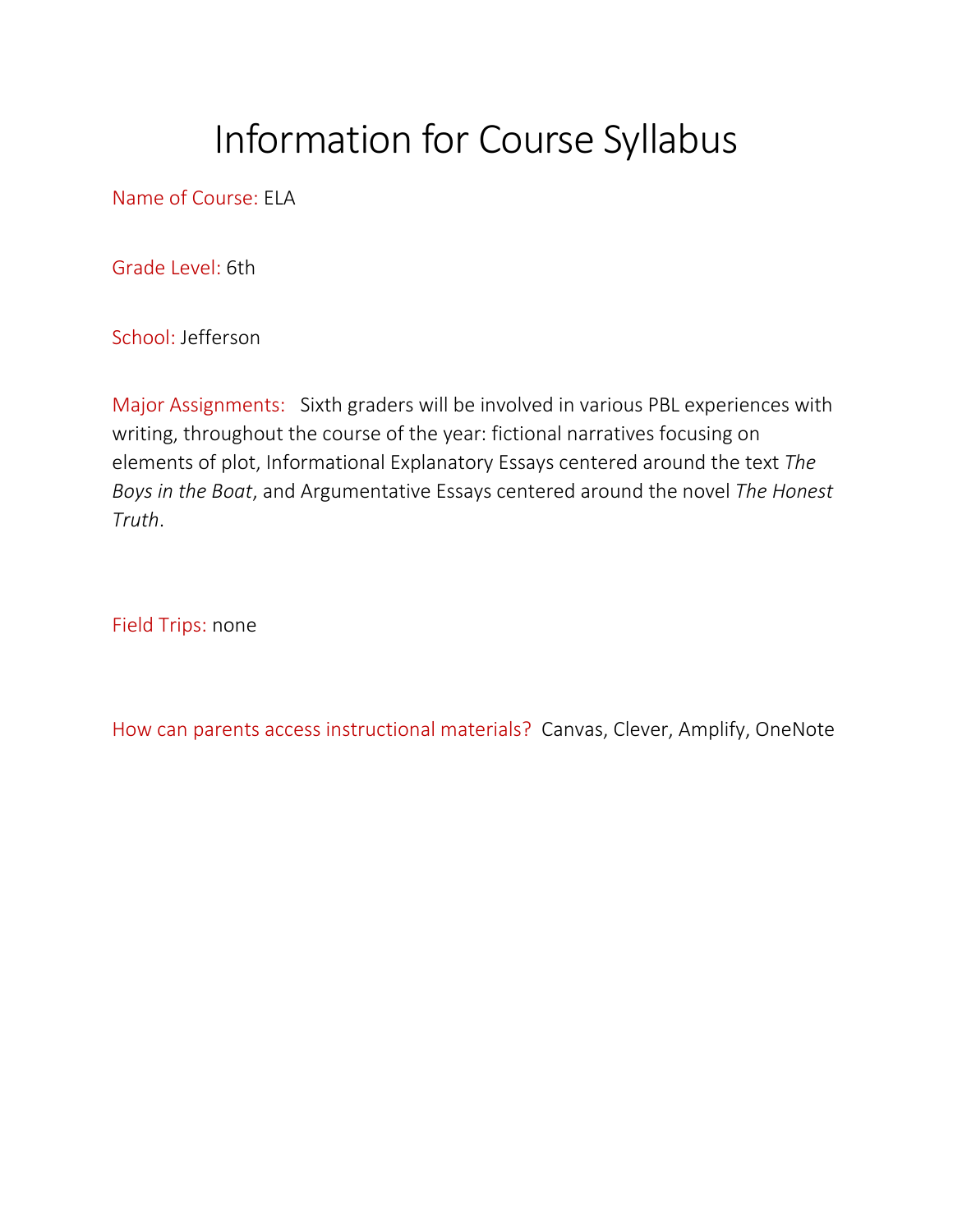# Information for Course Syllabus

Name of Course: ELA

Grade Level: 6th

School: Jefferson

Major Assignments: Sixth graders will be involved in various PBL experiences with writing, throughout the course of the year: fictional narratives focusing on elements of plot, Informational Explanatory Essays centered around the text *The Boys in the Boat*, and Argumentative Essays centered around the novel *The Honest Truth*.

Field Trips: none

How can parents access instructional materials? Canvas, Clever, Amplify, OneNote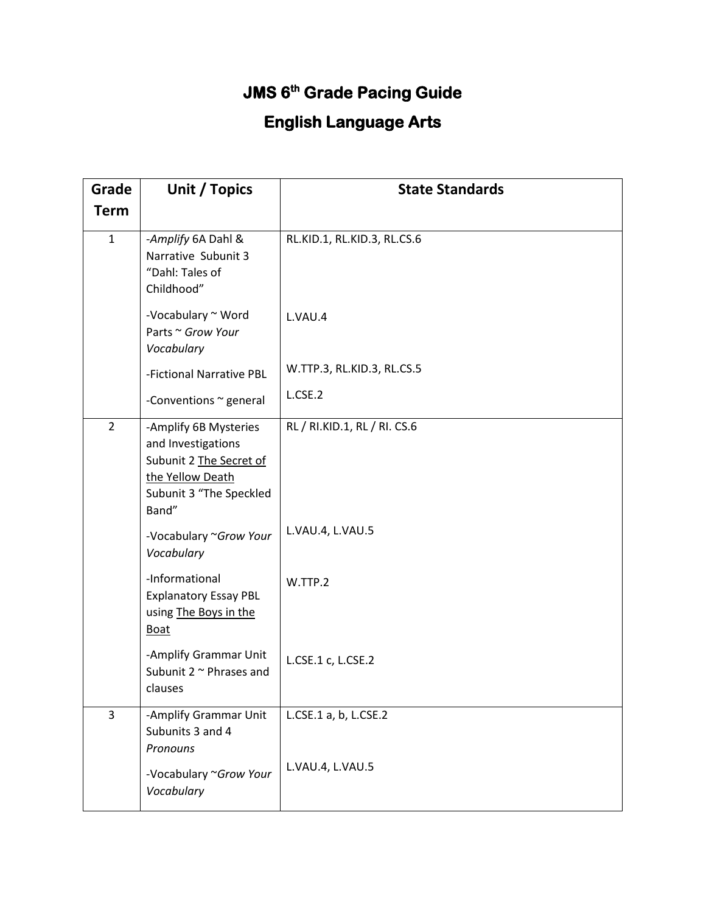# JMS 6th Grade Pacing Guide

# English Language Arts

| Grade Term | Unit / Topics | State Standards |
|---|---|---|
| 1 | -*Amplify* 6A Dahl & Narrative Subunit 3 "Dahl: Tales of Childhood"<br><br>-Vocabulary ~ Word Parts ~ *Grow Your Vocabulary*<br><br>-Fictional Narrative PBL<br><br>-Conventions ~ general | RL.KID.1, RL.KID.3, RL.CS.6<br><br>L.VAU.4<br><br>W.TTP.3, RL.KID.3, RL.CS.5<br><br>L.CSE.2 |
| 2 | -Amplify 6B Mysteries and Investigations Subunit 2 The Secret of the Yellow Death Subunit 3 "The Speckled Band"<br><br>-Vocabulary ~*Grow Your Vocabulary*<br><br>-Informational Explanatory Essay PBL using The Boys in the Boat<br><br>-Amplify Grammar Unit Subunit 2 ~ Phrases and clauses | RL / RI.KID.1, RL / RI. CS.6<br><br>L.VAU.4, L.VAU.5<br><br>W.TTP.2<br><br>L.CSE.1 c, L.CSE.2 |
| 3 | -Amplify Grammar Unit Subunits 3 and 4 *Pronouns*<br><br>-Vocabulary ~*Grow Your Vocabulary* | L.CSE.1 a, b, L.CSE.2<br><br>L.VAU.4, L.VAU.5 |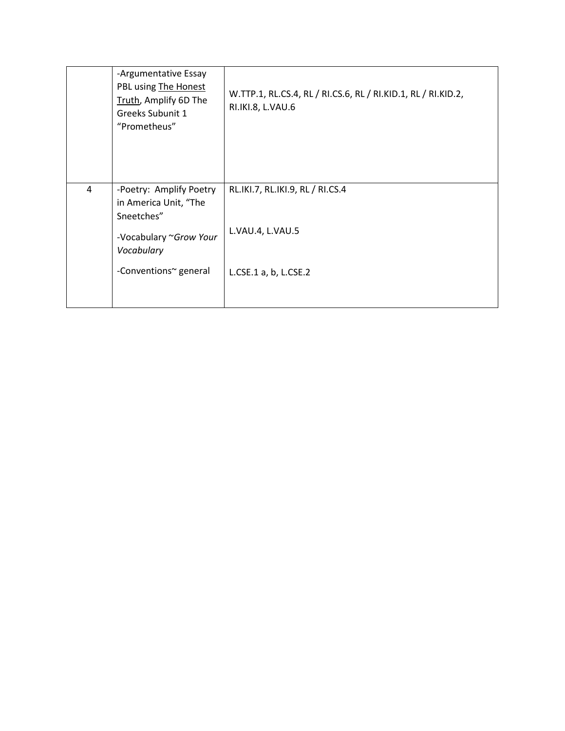| | | |
|---|---|---|
| | -Argumentative Essay PBL using The Honest Truth, Amplify 6D The Greeks Subunit 1 "Prometheus" | W.TTP.1, RL.CS.4, RL / RI.CS.6, RL / RI.KID.1, RL / RI.KID.2, RI.IKI.8, L.VAU.6 |
| 4 | -Poetry: Amplify Poetry in America Unit, "The Sneetches"<br>-Vocabulary ~*Grow Your Vocabulary*<br>-Conventions~ general | RL.IKI.7, RL.IKI.9, RL / RI.CS.4<br>L.VAU.4, L.VAU.5<br>L.CSE.1 a, b, L.CSE.2 |